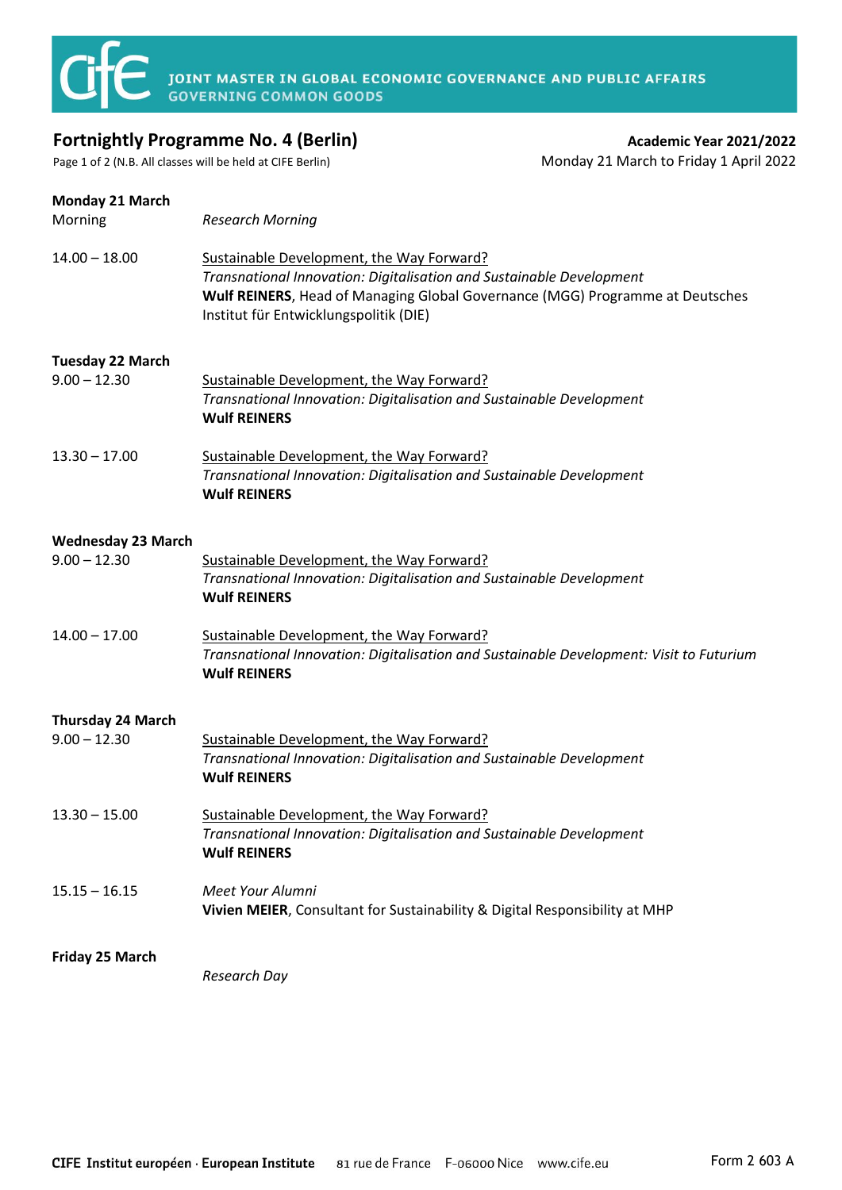JOINT MASTER IN GLOBAL ECONOMIC GOVERNANCE AND PUBLIC AFFAIRS
GOVERNING COMMON GOODS

# Fortnightly Programme No. 4 (Berlin)

**Academic Year 2021/2022**
Monday 21 March to Friday 1 April 2022

Page 1 of 2 (N.B. All classes will be held at CIFE Berlin)

**Monday 21 March**

Morning — *Research Morning*

14.00 – 18.00 — Sustainable Development, the Way Forward?
*Transnational Innovation: Digitalisation and Sustainable Development*
**Wulf REINERS**, Head of Managing Global Governance (MGG) Programme at Deutsches Institut für Entwicklungspolitik (DIE)

**Tuesday 22 March**

9.00 – 12.30 — Sustainable Development, the Way Forward?
*Transnational Innovation: Digitalisation and Sustainable Development*
**Wulf REINERS**

13.30 – 17.00 — Sustainable Development, the Way Forward?
*Transnational Innovation: Digitalisation and Sustainable Development*
**Wulf REINERS**

**Wednesday 23 March**

9.00 – 12.30 — Sustainable Development, the Way Forward?
*Transnational Innovation: Digitalisation and Sustainable Development*
**Wulf REINERS**

14.00 – 17.00 — Sustainable Development, the Way Forward?
*Transnational Innovation: Digitalisation and Sustainable Development: Visit to Futurium*
**Wulf REINERS**

**Thursday 24 March**

9.00 – 12.30 — Sustainable Development, the Way Forward?
*Transnational Innovation: Digitalisation and Sustainable Development*
**Wulf REINERS**

13.30 – 15.00 — Sustainable Development, the Way Forward?
*Transnational Innovation: Digitalisation and Sustainable Development*
**Wulf REINERS**

15.15 – 16.15 — *Meet Your Alumni*
**Vivien MEIER**, Consultant for Sustainability & Digital Responsibility at MHP

**Friday 25 March**

*Research Day*

CIFE Institut européen · European Institute 81 rue de France F-06000 Nice www.cife.eu

Form 2 603 A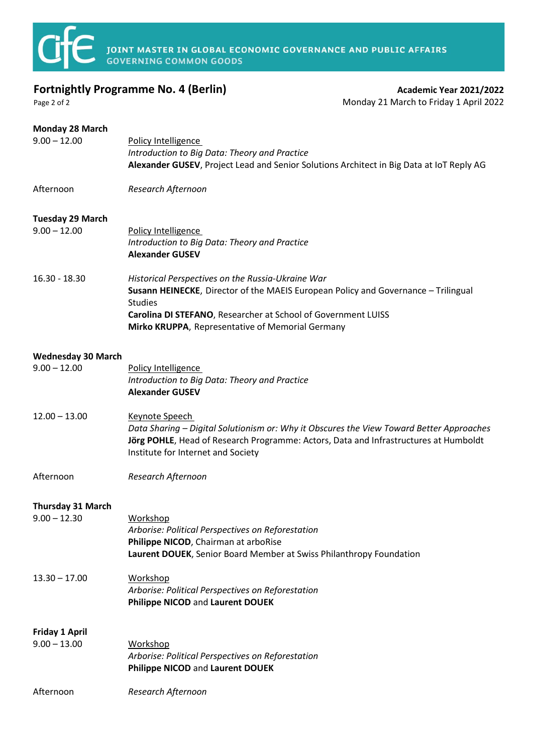JOINT MASTER IN GLOBAL ECONOMIC GOVERNANCE AND PUBLIC AFFAIRS
GOVERNING COMMON GOODS

## Fortnightly Programme No. 4 (Berlin)

**Academic Year 2021/2022**
Monday 21 March to Friday 1 April 2022

**Monday 28 March**

9.00 – 12.00
Policy Intelligence
*Introduction to Big Data: Theory and Practice*
**Alexander GUSEV**, Project Lead and Senior Solutions Architect in Big Data at IoT Reply AG

Afternoon
*Research Afternoon*

**Tuesday 29 March**

9.00 – 12.00
Policy Intelligence
*Introduction to Big Data: Theory and Practice*
**Alexander GUSEV**

16.30 - 18.30
*Historical Perspectives on the Russia-Ukraine War*
**Susann HEINECKE**, Director of the MAEIS European Policy and Governance – Trilingual Studies
**Carolina DI STEFANO**, Researcher at School of Government LUISS
**Mirko KRUPPA**, Representative of Memorial Germany

**Wednesday 30 March**

9.00 – 12.00
Policy Intelligence
*Introduction to Big Data: Theory and Practice*
**Alexander GUSEV**

12.00 – 13.00
Keynote Speech
*Data Sharing – Digital Solutionism or: Why it Obscures the View Toward Better Approaches*
**Jörg POHLE**, Head of Research Programme: Actors, Data and Infrastructures at Humboldt Institute for Internet and Society

Afternoon
*Research Afternoon*

**Thursday 31 March**

9.00 – 12.30
Workshop
*Arborise: Political Perspectives on Reforestation*
**Philippe NICOD**, Chairman at arboRise
**Laurent DOUEK**, Senior Board Member at Swiss Philanthropy Foundation

13.30 – 17.00
Workshop
*Arborise: Political Perspectives on Reforestation*
**Philippe NICOD** and **Laurent DOUEK**

**Friday 1 April**

9.00 – 13.00
Workshop
*Arborise: Political Perspectives on Reforestation*
**Philippe NICOD** and **Laurent DOUEK**

Afternoon
*Research Afternoon*